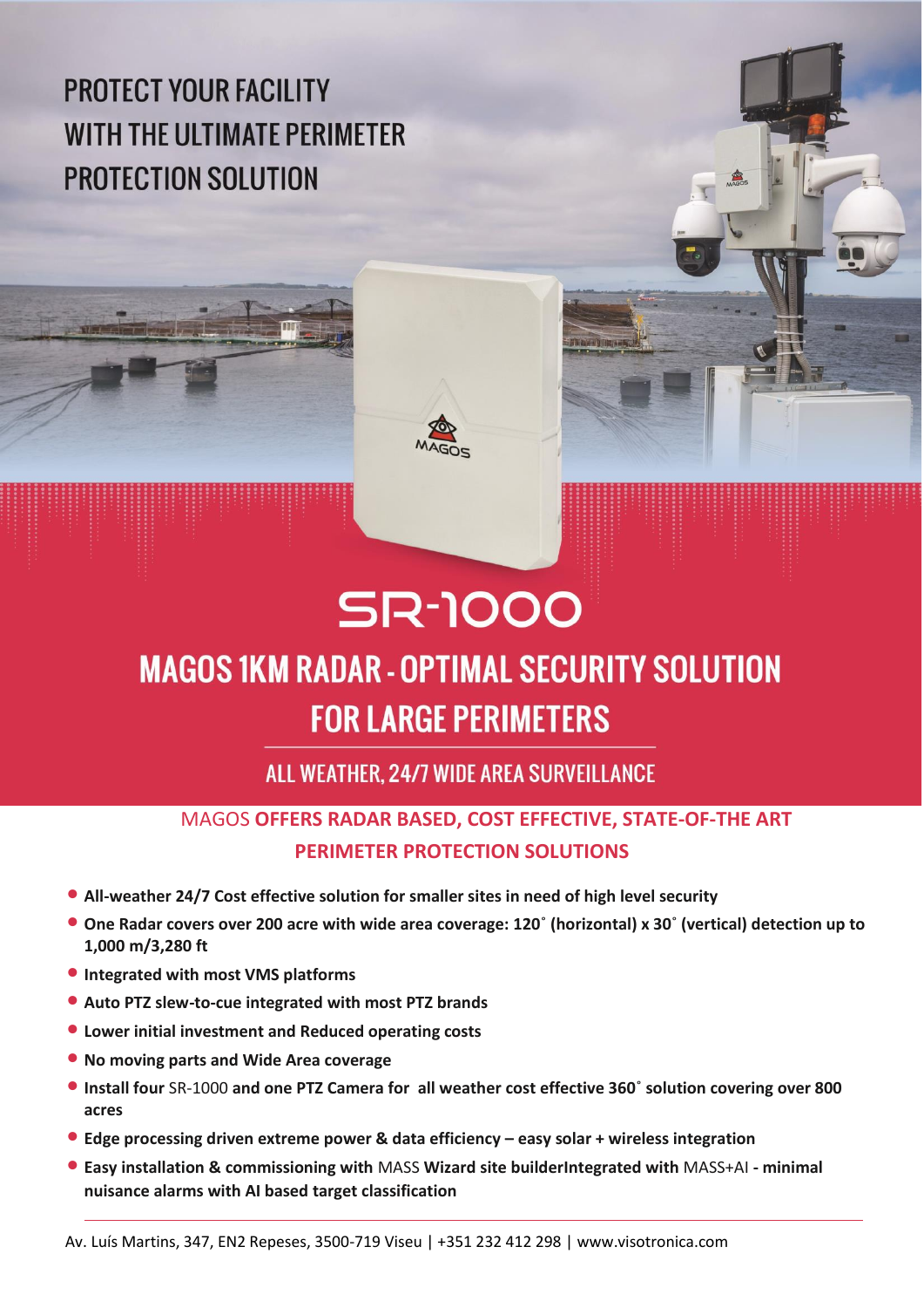# PROTECT YOUR FACILITY WITH THE ULTIMATE PERIMETER PROTECTION SOLUTION

# SR-1000

## MAGOS 1KM RADAR - OPTIMAL SECURITY SOLUTION FOR LARGE PERIMETERS

### ALL WEATHER, 24/7 WIDE AREA SURVEILLANCE

### MAGOS **OFFERS RADAR BASED, COST EFFECTIVE, STATE-OF-THE ART PERIMETER PROTECTION SOLUTIONS**

- **All-weather 24/7 Cost effective solution for smaller sites in need of high level security**
- **One Radar covers over 200 acre with wide area coverage: 120˚ (horizontal) x 30˚ (vertical) detection up to 1,000 m/3,280 ft**
- **Integrated with most VMS platforms**
- **Auto PTZ slew-to-cue integrated with most PTZ brands**
- **Lower initial investment and Reduced operating costs**
- **No moving parts and Wide Area coverage**
- **Install four** SR-1000 **and one PTZ Camera for all weather cost effective 360˚ solution covering over 800 acres**
- **Edge processing driven extreme power & data efficiency – easy solar + wireless integration**
- **Easy installation & commissioning with** MASS **Wizard site builderIntegrated with** MASS+AI **- minimal nuisance alarms with AI based target classification**

Av. Luís Martins, 347, EN2 Repeses, 3500-719 Viseu | +351 232 412 298 | www.visotronica.com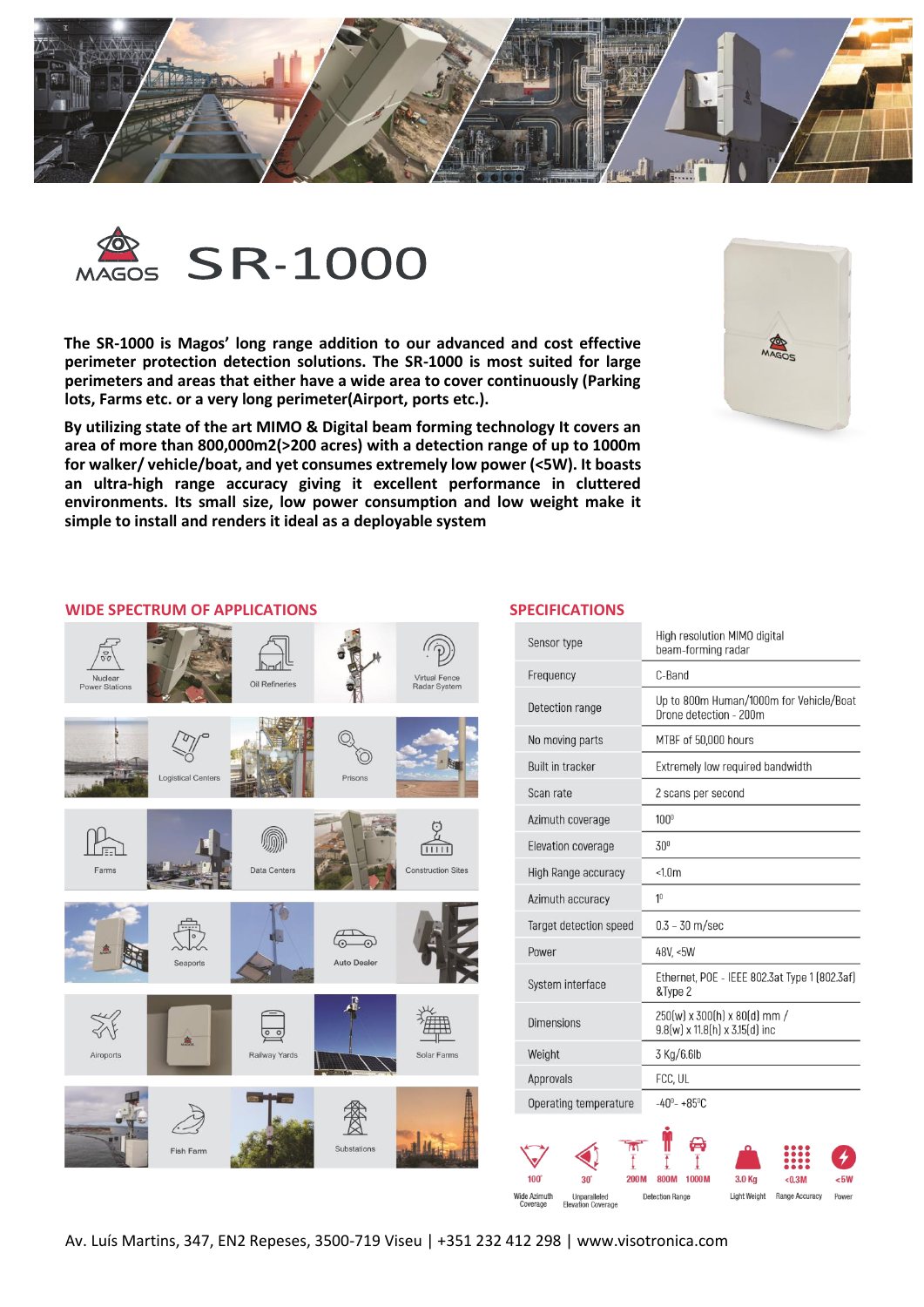# MAGOS SR-1000

**The SR-1000 is Magos' long range addition to our advanced and cost effective perimeter protection detection solutions. The SR-1000 is most suited for large perimeters and areas that either have a wide area to cover continuously (Parking lots, Farms etc. or a very long perimeter(Airport, ports etc.).**

**By utilizing state of the art MIMO & Digital beam forming technology It covers an area of more than 800,000m2(>200 acres) with a detection range of up to 1000m for walker/ vehicle/boat, and yet consumes extremely low power (<5W). It boasts an ultra-high range accuracy giving it excellent performance in cluttered environments. Its small size, low power consumption and low weight make it simple to install and renders it ideal as a deployable system**

## WIDE SPECTRUM OF APPLICATIONS

- Nuclear Power Stations
- Oil Refineries
- Virtual Fence Radar System
- Logistical Centers
- Prisons
- Farms
- Data Centers
- Construction Sites
- Seaports
- Auto Dealer
- Airports
- Railway Yards
- Solar Farms
- Fish Farm
- Substations

## SPECIFICATIONS

| | |
|---|---|
| Sensor type | High resolution MIMO digital beam-forming radar |
| Frequency | C-Band |
| Detection range | Up to 800m Human/1000m for Vehicle/Boat<br>Drone detection - 200m |
| No moving parts | MTBF of 50,000 hours |
| Built in tracker | Extremely low required bandwidth |
| Scan rate | 2 scans per second |
| Azimuth coverage | 100$^{0}$ |
| Elevation coverage | 30$^{0}$ |
| High Range accuracy | <1.0m |
| Azimuth accuracy | 1$^{0}$ |
| Target detection speed | 0.3 – 30 m/sec |
| Power | 48V, <5W |
| System interface | Ethernet, POE - IEEE 802.3at Type 1 (802.3af) &Type 2 |
| Dimensions | 250(w) x 300(h) x 80(d) mm /<br>9.8(w) x 11.8(h) x 3.15(d) inc |
| Weight | 3 Kg/6.6lb |
| Approvals | FCC, UL |
| Operating temperature | -40$^{0}$- +85$^{0}$C |

100° Wide Azimuth Coverage
30° Unparalleled Elevation Coverage
200M 800M 1000M Detection Range
3.0 Kg Light Weight
<0.3M Range Accuracy
<5W Power

Av. Luís Martins, 347, EN2 Repeses, 3500-719 Viseu | +351 232 412 298 | www.visotronica.com